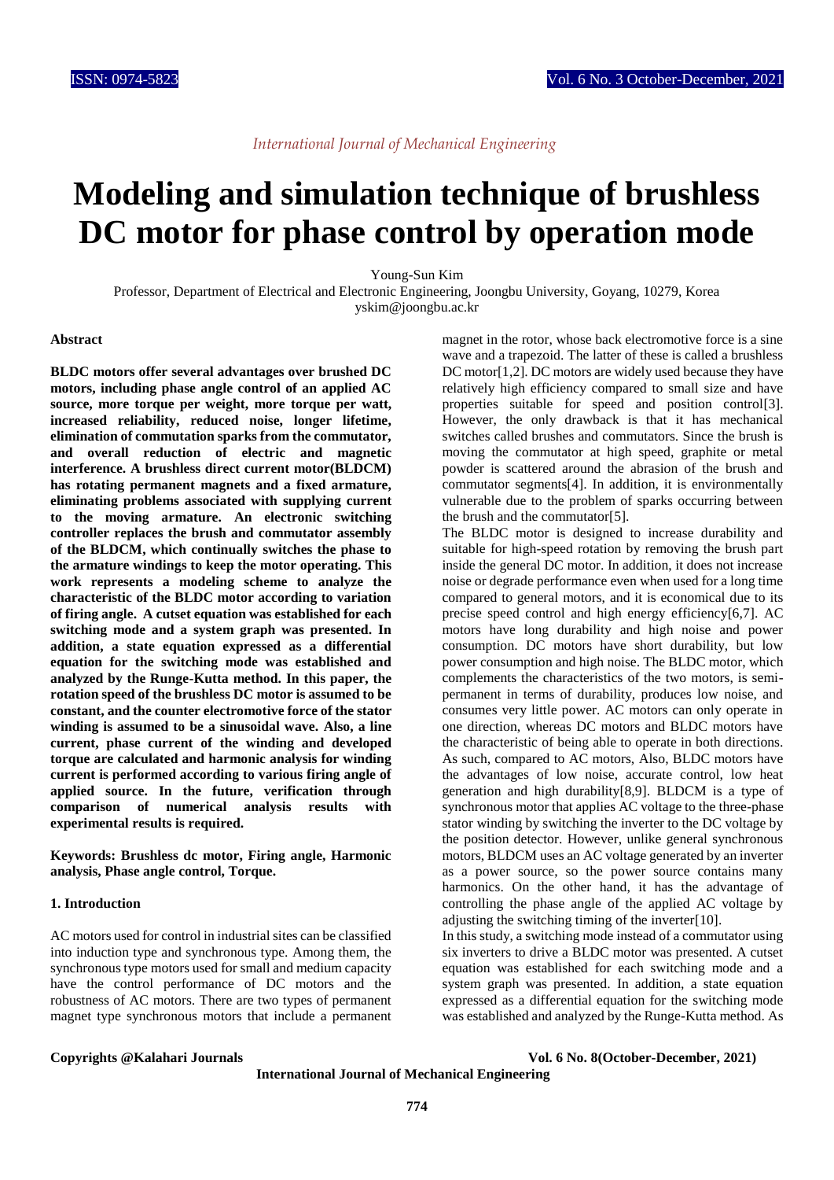*International Journal of Mechanical Engineering*

# Modeling and simulation technique of brushless DC motor for phase control by operation mode

Young-Sun Kim

Professor, Department of Electrical and Electronic Engineering, Joongbu University, Goyang, 10279, Korea

yskim@joongbu.ac.kr

### Abstract

**BLDC motors offer several advantages over brushed DC motors, including phase angle control of an applied AC source, more torque per weight, more torque per watt, increased reliability, reduced noise, longer lifetime, elimination of commutation sparks from the commutator, and overall reduction of electric and magnetic interference. A brushless direct current motor(BLDCM) has rotating permanent magnets and a fixed armature, eliminating problems associated with supplying current to the moving armature. An electronic switching controller replaces the brush and commutator assembly of the BLDCM, which continually switches the phase to the armature windings to keep the motor operating. This work represents a modeling scheme to analyze the characteristic of the BLDC motor according to variation of firing angle. A cutset equation was established for each switching mode and a system graph was presented. In addition, a state equation expressed as a differential equation for the switching mode was established and analyzed by the Runge-Kutta method. In this paper, the rotation speed of the brushless DC motor is assumed to be constant, and the counter electromotive force of the stator winding is assumed to be a sinusoidal wave. Also, a line current, phase current of the winding and developed torque are calculated and harmonic analysis for winding current is performed according to various firing angle of applied source. In the future, verification through comparison of numerical analysis results with experimental results is required.**

**Keywords: Brushless dc motor, Firing angle, Harmonic analysis, Phase angle control, Torque.**

### 1. Introduction

AC motors used for control in industrial sites can be classified into induction type and synchronous type. Among them, the synchronous type motors used for small and medium capacity have the control performance of DC motors and the robustness of AC motors. There are two types of permanent magnet type synchronous motors that include a permanent magnet in the rotor, whose back electromotive force is a sine wave and a trapezoid. The latter of these is called a brushless DC motor[1,2]. DC motors are widely used because they have relatively high efficiency compared to small size and have properties suitable for speed and position control[3]. However, the only drawback is that it has mechanical switches called brushes and commutators. Since the brush is moving the commutator at high speed, graphite or metal powder is scattered around the abrasion of the brush and commutator segments[4]. In addition, it is environmentally vulnerable due to the problem of sparks occurring between the brush and the commutator[5].

The BLDC motor is designed to increase durability and suitable for high-speed rotation by removing the brush part inside the general DC motor. In addition, it does not increase noise or degrade performance even when used for a long time compared to general motors, and it is economical due to its precise speed control and high energy efficiency[6,7]. AC motors have long durability and high noise and power consumption. DC motors have short durability, but low power consumption and high noise. The BLDC motor, which complements the characteristics of the two motors, is semi-permanent in terms of durability, produces low noise, and consumes very little power. AC motors can only operate in one direction, whereas DC motors and BLDC motors have the characteristic of being able to operate in both directions. As such, compared to AC motors, Also, BLDC motors have the advantages of low noise, accurate control, low heat generation and high durability[8,9]. BLDCM is a type of synchronous motor that applies AC voltage to the three-phase stator winding by switching the inverter to the DC voltage by the position detector. However, unlike general synchronous motors, BLDCM uses an AC voltage generated by an inverter as a power source, so the power source contains many harmonics. On the other hand, it has the advantage of controlling the phase angle of the applied AC voltage by adjusting the switching timing of the inverter[10].

In this study, a switching mode instead of a commutator using six inverters to drive a BLDC motor was presented. A cutset equation was established for each switching mode and a system graph was presented. In addition, a state equation expressed as a differential equation for the switching mode was established and analyzed by the Runge-Kutta method. As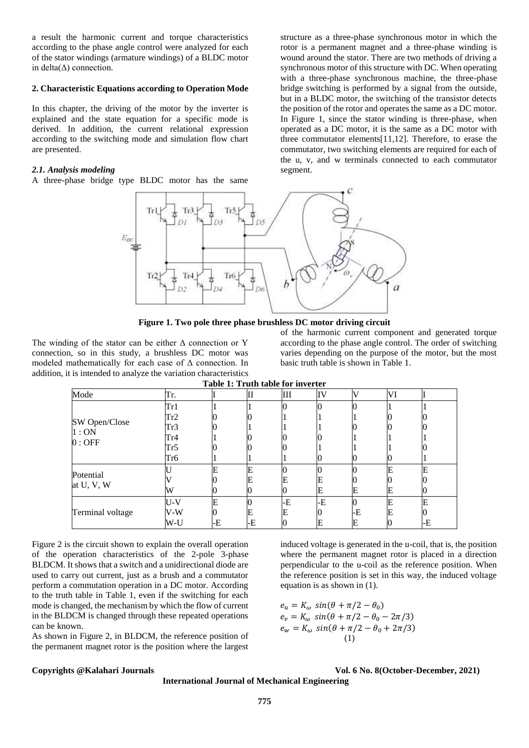a result the harmonic current and torque characteristics according to the phase angle control were analyzed for each of the stator windings (armature windings) of a BLDC motor in delta(Δ) connection.

## 2. Characteristic Equations according to Operation Mode

In this chapter, the driving of the motor by the inverter is explained and the state equation for a specific mode is derived. In addition, the current relational expression according to the switching mode and simulation flow chart are presented.

### *2.1. Analysis modeling*

A three-phase bridge type BLDC motor has the same structure as a three-phase synchronous motor in which the rotor is a permanent magnet and a three-phase winding is wound around the stator. There are two methods of driving a synchronous motor of this structure with DC. When operating with a three-phase synchronous machine, the three-phase bridge switching is performed by a signal from the outside, but in a BLDC motor, the switching of the transistor detects the position of the rotor and operates the same as a DC motor. In Figure 1, since the stator winding is three-phase, when operated as a DC motor, it is the same as a DC motor with three commutator elements[11,12]. Therefore, to erase the commutator, two switching elements are required for each of the u, v, and w terminals connected to each commutator segment.

**Figure 1. Two pole three phase brushless DC motor driving circuit**

The winding of the stator can be either Δ connection or Y connection, so in this study, a brushless DC motor was modeled mathematically for each case of Δ connection. In addition, it is intended to analyze the variation characteristics of the harmonic current component and generated torque according to the phase angle control. The order of switching varies depending on the purpose of the motor, but the most basic truth table is shown in Table 1.

**Table 1: Truth table for inverter**

| Mode | Tr. | I | II | III | IV | V | VI | I |
|---|---|---|---|---|---|---|---|---|
| SW Open/Close 1 : ON 0 : OFF | Tr1 | 1 | 1 | 0 | 0 | 0 | 1 | 1 |
| | Tr2 | 0 | 0 | 1 | 1 | 1 | 0 | 0 |
| | Tr3 | 0 | 1 | 1 | 1 | 0 | 0 | 0 |
| | Tr4 | 1 | 0 | 0 | 0 | 1 | 1 | 1 |
| | Tr5 | 0 | 0 | 0 | 1 | 1 | 1 | 0 |
| | Tr6 | 1 | 1 | 1 | 0 | 0 | 0 | 1 |
| Potential at U, V, W | U | E | E | 0 | 0 | 0 | E | E |
| | V | 0 | E | E | E | 0 | 0 | 0 |
| | W | 0 | 0 | 0 | E | E | E | 0 |
| Terminal voltage | U-V | E | 0 | -E | -E | 0 | E | E |
| | V-W | 0 | E | E | 0 | -E | E | 0 |
| | W-U | -E | -E | 0 | E | E | 0 | -E |

Figure 2 is the circuit shown to explain the overall operation of the operation characteristics of the 2-pole 3-phase BLDCM. It shows that a switch and a unidirectional diode are used to carry out current, just as a brush and a commutator perform a commutation operation in a DC motor. According to the truth table in Table 1, even if the switching for each mode is changed, the mechanism by which the flow of current in the BLDCM is changed through these repeated operations can be known.

As shown in Figure 2, in BLDCM, the reference position of the permanent magnet rotor is the position where the largest induced voltage is generated in the u-coil, that is, the position where the permanent magnet rotor is placed in a direction perpendicular to the u-coil as the reference position. When the reference position is set in this way, the induced voltage equation is as shown in (1).

$$
\begin{aligned}
e_u &= K_\omega \ sin(\theta + \pi/2 - \theta_0) \\
e_v &= K_\omega \ sin(\theta + \pi/2 - \theta_0 - 2\pi/3) \\
e_w &= K_\omega \ sin(\theta + \pi/2 - \theta_0 + 2\pi/3)
\end{aligned} \tag{1}
$$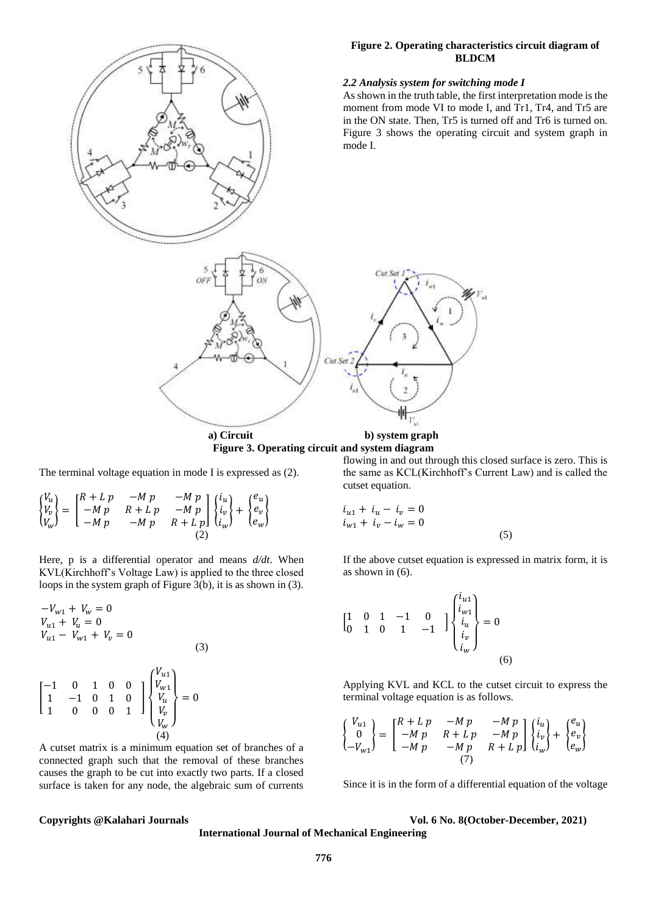**Figure 2. Operating characteristics circuit diagram of BLDCM**

### *2.2 Analysis system for switching mode I*

As shown in the truth table, the first interpretation mode is the moment from mode VI to mode I, and Tr1, Tr4, and Tr5 are in the ON state. Then, Tr5 is turned off and Tr6 is turned on. Figure 3 shows the operating circuit and system graph in mode I.

**a) Circuit** **b) system graph**

**Figure 3. Operating circuit and system diagram**

The terminal voltage equation in mode I is expressed as (2).

$$\begin{Bmatrix} V_u \\ V_v \\ V_w \end{Bmatrix} = \begin{bmatrix} R + L\,p & -M\,p & -M\,p \\ -M\,p & R + L\,p & -M\,p \\ -M\,p & -M\,p & R + L\,p \end{bmatrix} \begin{Bmatrix} i_u \\ i_v \\ i_w \end{Bmatrix} + \begin{Bmatrix} e_u \\ e_v \\ e_w \end{Bmatrix} \tag{2}$$

Here, p is a differential operator and means *d/dt*. When KVL(Kirchhoff's Voltage Law) is applied to the three closed loops in the system graph of Figure 3(b), it is as shown in (3).

$$\begin{aligned} -V_{w1} + V_w &= 0 \\ V_{u1} + V_u &= 0 \\ V_{u1} - V_{w1} + V_v &= 0 \end{aligned} \tag{3}$$

$$\begin{bmatrix} -1 & 0 & 1 & 0 & 0 \\ 1 & -1 & 0 & 1 & 0 \\ 1 & 0 & 0 & 0 & 1 \end{bmatrix} \begin{Bmatrix} V_{u1} \\ V_{w1} \\ V_u \\ V_v \\ V_w \end{Bmatrix} = 0 \tag{4}$$

A cutset matrix is a minimum equation set of branches of a connected graph such that the removal of these branches causes the graph to be cut into exactly two parts. If a closed surface is taken for any node, the algebraic sum of currents flowing in and out through this closed surface is zero. This is the same as KCL(Kirchhoff's Current Law) and is called the cutset equation.

$$\begin{aligned} i_{u1} + i_u - i_v &= 0 \\ i_{w1} + i_v - i_w &= 0 \end{aligned} \tag{5}$$

If the above cutset equation is expressed in matrix form, it is as shown in (6).

$$\begin{bmatrix} 1 & 0 & 1 & -1 & 0 \\ 0 & 1 & 0 & 1 & -1 \end{bmatrix} \begin{Bmatrix} i_{u1} \\ i_{w1} \\ i_u \\ i_v \\ i_w \end{Bmatrix} = 0 \tag{6}$$

Applying KVL and KCL to the cutset circuit to express the terminal voltage equation is as follows.

$$\begin{Bmatrix} V_{u1} \\ 0 \\ -V_{w1} \end{Bmatrix} = \begin{bmatrix} R + L\,p & -M\,p & -M\,p \\ -M\,p & R + L\,p & -M\,p \\ -M\,p & -M\,p & R + L\,p \end{bmatrix} \begin{Bmatrix} i_u \\ i_v \\ i_w \end{Bmatrix} + \begin{Bmatrix} e_u \\ e_v \\ e_w \end{Bmatrix} \tag{7}$$

Since it is in the form of a differential equation of the voltage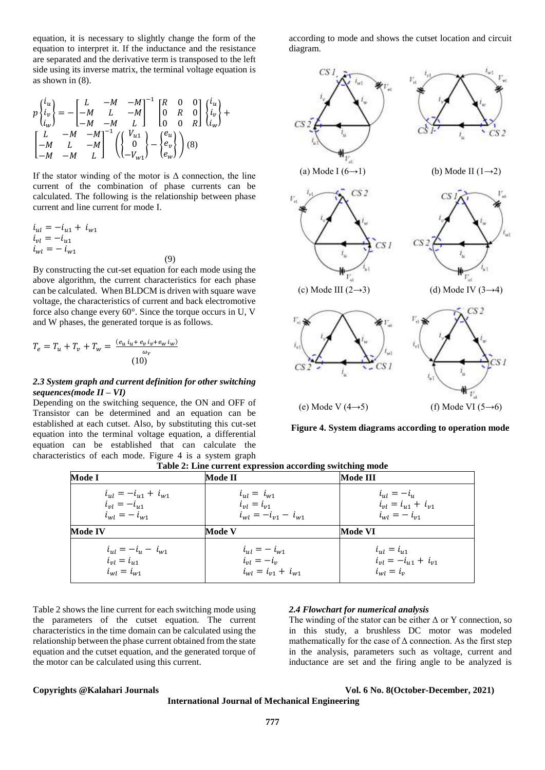equation, it is necessary to slightly change the form of the equation to interpret it. If the inductance and the resistance are separated and the derivative term is transposed to the left side using its inverse matrix, the terminal voltage equation is as shown in (8).

$$p\begin{Bmatrix} i_u \\ i_v \\ i_w \end{Bmatrix} = -\begin{bmatrix} L & -M & -M \\ -M & L & -M \\ -M & -M & L \end{bmatrix}^{-1} \begin{bmatrix} R & 0 & 0 \\ 0 & R & 0 \\ 0 & 0 & R \end{bmatrix} \begin{Bmatrix} i_u \\ i_v \\ i_w \end{Bmatrix} + \begin{bmatrix} L & -M & -M \\ -M & L & -M \\ -M & -M & L \end{bmatrix}^{-1} \left( \begin{Bmatrix} V_{u1} \\ 0 \\ -V_{w1} \end{Bmatrix} - \begin{Bmatrix} e_u \\ e_v \\ e_w \end{Bmatrix} \right) \quad (8)$$

If the stator winding of the motor is $\Delta$ connection, the line current of the combination of phase currents can be calculated. The following is the relationship between phase current and line current for mode I.

$$\begin{aligned} i_{ul} &= -i_{u1} + i_{w1} \\ i_{vl} &= -i_{u1} \\ i_{wl} &= -i_{w1} \end{aligned} \quad (9)$$

By constructing the cut-set equation for each mode using the above algorithm, the current characteristics for each phase can be calculated. When BLDCM is driven with square wave voltage, the characteristics of current and back electromotive force also change every 60°. Since the torque occurs in U, V and W phases, the generated torque is as follows.

$$T_e = T_u + T_v + T_w = \frac{(e_u i_u + e_v i_v + e_w i_w)}{\omega_r} \quad (10)$$

### *2.3 System graph and current definition for other switching sequences(mode II – VI)*

Depending on the switching sequence, the ON and OFF of Transistor can be determined and an equation can be established at each cutset. Also, by substituting this cut-set equation into the terminal voltage equation, a differential equation can be established that can calculate the characteristics of each mode. Figure 4 is a system graph according to mode and shows the cutset location and circuit diagram.

(a) Mode I (6→1) (b) Mode II (1→2)

(c) Mode III (2→3) (d) Mode IV (3→4)

(e) Mode V (4→5) (f) Mode VI (5→6)

**Figure 4. System diagrams according to operation mode**

**Table 2: Line current expression according switching mode**

| **Mode I** | **Mode II** | **Mode III** |
|---|---|---|
| $i_{ul} = -i_{u1} + i_{w1}$<br>$i_{vl} = -i_{u1}$<br>$i_{wl} = -i_{w1}$ | $i_{ul} = i_{w1}$<br>$i_{vl} = i_{v1}$<br>$i_{wl} = -i_{v1} - i_{w1}$ | $i_{ul} = -i_u$<br>$i_{vl} = i_{u1} + i_{v1}$<br>$i_{wl} = -i_{v1}$ |
| **Mode IV** | **Mode V** | **Mode VI** |
| $i_{ul} = -i_u - i_{w1}$<br>$i_{vl} = i_{u1}$<br>$i_{wl} = i_{w1}$ | $i_{ul} = -i_{w1}$<br>$i_{vl} = -i_v$<br>$i_{wl} = i_{v1} + i_{w1}$ | $i_{ul} = i_{u1}$<br>$i_{vl} = -i_{u1} + i_{v1}$<br>$i_{wl} = i_v$ |

Table 2 shows the line current for each switching mode using the parameters of the cutset equation. The current characteristics in the time domain can be calculated using the relationship between the phase current obtained from the state equation and the cutset equation, and the generated torque of the motor can be calculated using this current.

### *2.4 Flowchart for numerical analysis*

The winding of the stator can be either $\Delta$ or Y connection, so in this study, a brushless DC motor was modeled mathematically for the case of $\Delta$ connection. As the first step in the analysis, parameters such as voltage, current and inductance are set and the firing angle to be analyzed is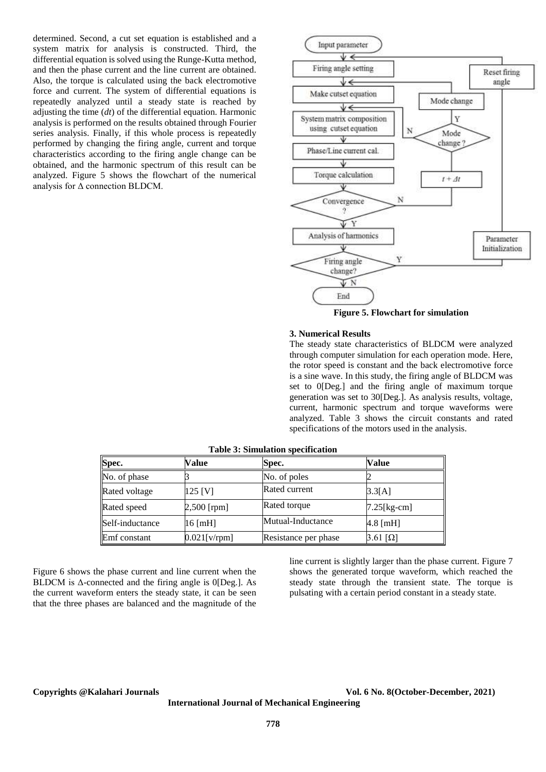determined. Second, a cut set equation is established and a system matrix for analysis is constructed. Third, the differential equation is solved using the Runge-Kutta method, and then the phase current and the line current are obtained. Also, the torque is calculated using the back electromotive force and current. The system of differential equations is repeatedly analyzed until a steady state is reached by adjusting the time (*dt*) of the differential equation. Harmonic analysis is performed on the results obtained through Fourier series analysis. Finally, if this whole process is repeatedly performed by changing the firing angle, current and torque characteristics according to the firing angle change can be obtained, and the harmonic spectrum of this result can be analyzed. Figure 5 shows the flowchart of the numerical analysis for Δ connection BLDCM.

```
Input parameter
      ↓ ←─────────────────────────────────────────┐
Firing angle setting                         Reset firing angle
      ↓ ←──────────────────────────┐               ↑
Make cutset equation            Mode change         │
      ↓ ←──────────────┐            ↑ Y             │
System matrix composition  ←─ N ─ Mode change ?     │
using cutset equation                  ↑            │
      ↓                                │            │
Phase/Line current cal.                │            │
      ↓                                │            │
Torque calculation                  t + Δt          │
      ↓                                ↑            │
Convergence ? ──────── N ──────────────┘            │
      ↓ Y                                           │
Analysis of harmonics                  Parameter Initialization
      ↓                                             ↑
Firing angle change? ──────── Y ────────────────────┘
      ↓ N
     End
```

**Figure 5. Flowchart for simulation**

## 3. Numerical Results

The steady state characteristics of BLDCM were analyzed through computer simulation for each operation mode. Here, the rotor speed is constant and the back electromotive force is a sine wave. In this study, the firing angle of BLDCM was set to 0[Deg.] and the firing angle of maximum torque generation was set to 30[Deg.]. As analysis results, voltage, current, harmonic spectrum and torque waveforms were analyzed. Table 3 shows the circuit constants and rated specifications of the motors used in the analysis.

**Table 3: Simulation specification**

| Spec. | Value | Spec. | Value |
|---|---|---|---|
| No. of phase | 3 | No. of poles | 2 |
| Rated voltage | 125 [V] | Rated current | 3.3[A] |
| Rated speed | 2,500 [rpm] | Rated torque | 7.25[kg-cm] |
| Self-inductance | 16 [mH] | Mutual-Inductance | 4.8 [mH] |
| Emf constant | 0.021[v/rpm] | Resistance per phase | 3.61 [Ω] |

Figure 6 shows the phase current and line current when the BLDCM is Δ-connected and the firing angle is 0[Deg.]. As the current waveform enters the steady state, it can be seen that the three phases are balanced and the magnitude of the line current is slightly larger than the phase current. Figure 7 shows the generated torque waveform, which reached the steady state through the transient state. The torque is pulsating with a certain period constant in a steady state.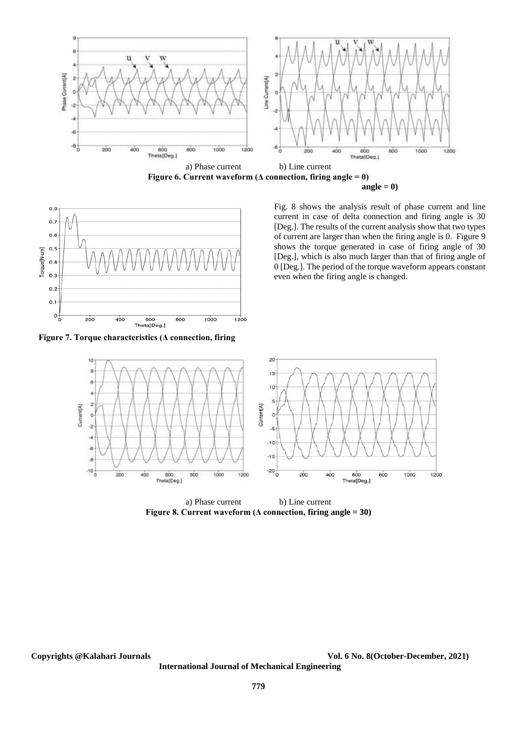a) Phase current b) Line current

**Figure 6. Current waveform (Δ connection, firing angle = 0)**

**Figure 7. Torque characteristics (Δ connection, firing angle = 0)**

Fig. 8 shows the analysis result of phase current and line current in case of delta connection and firing angle is 30 [Deg.]. The results of the current analysis show that two types of current are larger than when the firing angle is 0. Figure 9 shows the torque generated in case of firing angle of 30 [Deg.], which is also much larger than that of firing angle of 0 [Deg.]. The period of the torque waveform appears constant even when the firing angle is changed.

a) Phase current b) Line current

**Figure 8. Current waveform (Δ connection, firing angle = 30)**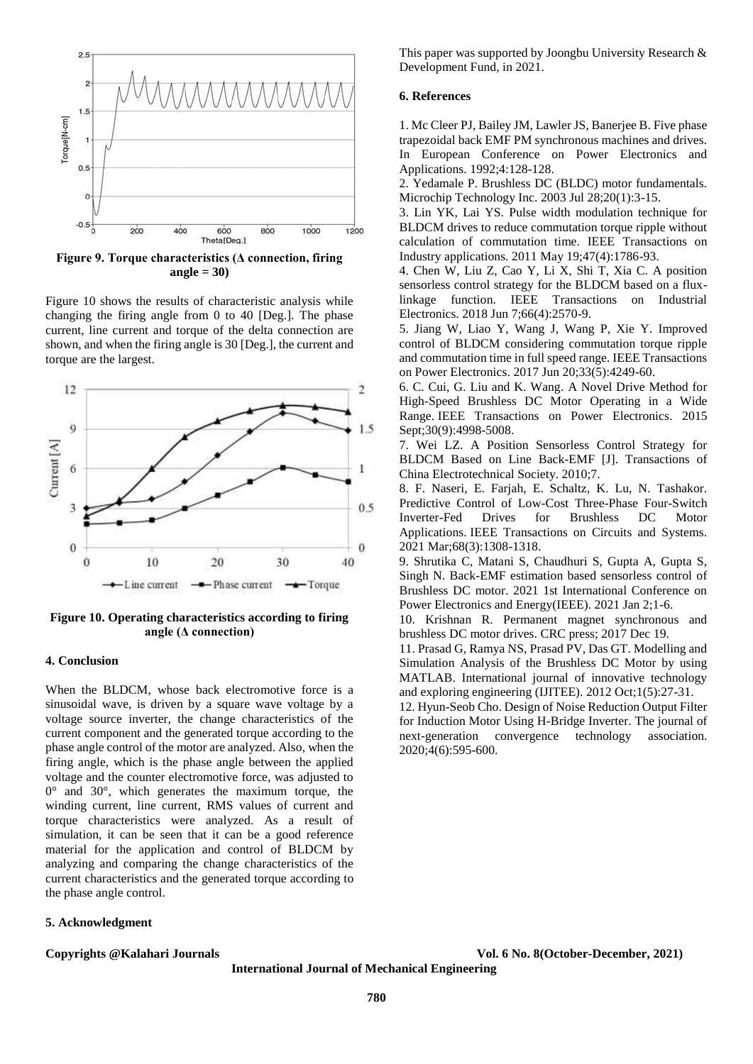2.5
2
1.5
1
0.5
0
-0.5
Torque[N-cm]
0 200 400 600 800 1000 1200
Theta[Deg.]

**Figure 9. Torque characteristics (Δ connection, firing angle = 30)**

Figure 10 shows the results of characteristic analysis while changing the firing angle from 0 to 40 [Deg.]. The phase current, line current and torque of the delta connection are shown, and when the firing angle is 30 [Deg.], the current and torque are the largest.

12
9
6
3
0
Current [A]
2
1.5
1
0.5
0
0 10 20 30 40
Line current — Phase current — Torque

**Figure 10. Operating characteristics according to firing angle (Δ connection)**

#### 4. Conclusion

When the BLDCM, whose back electromotive force is a sinusoidal wave, is driven by a square wave voltage by a voltage source inverter, the change characteristics of the current component and the generated torque according to the phase angle control of the motor are analyzed. Also, when the firing angle, which is the phase angle between the applied voltage and the counter electromotive force, was adjusted to 0° and 30°, which generates the maximum torque, the winding current, line current, RMS values of current and torque characteristics were analyzed. As a result of simulation, it can be seen that it can be a good reference material for the application and control of BLDCM by analyzing and comparing the change characteristics of the current characteristics and the generated torque according to the phase angle control.

#### 5. Acknowledgment

This paper was supported by Joongbu University Research & Development Fund, in 2021.

#### 6. References

1. Mc Cleer PJ, Bailey JM, Lawler JS, Banerjee B. Five phase trapezoidal back EMF PM synchronous machines and drives. In European Conference on Power Electronics and Applications. 1992;4:128-128.
2. Yedamale P. Brushless DC (BLDC) motor fundamentals. Microchip Technology Inc. 2003 Jul 28;20(1):3-15.
3. Lin YK, Lai YS. Pulse width modulation technique for BLDCM drives to reduce commutation torque ripple without calculation of commutation time. IEEE Transactions on Industry applications. 2011 May 19;47(4):1786-93.
4. Chen W, Liu Z, Cao Y, Li X, Shi T, Xia C. A position sensorless control strategy for the BLDCM based on a flux-linkage function. IEEE Transactions on Industrial Electronics. 2018 Jun 7;66(4):2570-9.
5. Jiang W, Liao Y, Wang J, Wang P, Xie Y. Improved control of BLDCM considering commutation torque ripple and commutation time in full speed range. IEEE Transactions on Power Electronics. 2017 Jun 20;33(5):4249-60.
6. C. Cui, G. Liu and K. Wang. A Novel Drive Method for High-Speed Brushless DC Motor Operating in a Wide Range. IEEE Transactions on Power Electronics. 2015 Sept;30(9):4998-5008.
7. Wei LZ. A Position Sensorless Control Strategy for BLDCM Based on Line Back-EMF [J]. Transactions of China Electrotechnical Society. 2010;7.
8. F. Naseri, E. Farjah, E. Schaltz, K. Lu, N. Tashakor. Predictive Control of Low-Cost Three-Phase Four-Switch Inverter-Fed Drives for Brushless DC Motor Applications. IEEE Transactions on Circuits and Systems. 2021 Mar;68(3):1308-1318.
9. Shrutika C, Matani S, Chaudhuri S, Gupta A, Gupta S, Singh N. Back-EMF estimation based sensorless control of Brushless DC motor. 2021 1st International Conference on Power Electronics and Energy(IEEE). 2021 Jan 2;1-6.
10. Krishnan R. Permanent magnet synchronous and brushless DC motor drives. CRC press; 2017 Dec 19.
11. Prasad G, Ramya NS, Prasad PV, Das GT. Modelling and Simulation Analysis of the Brushless DC Motor by using MATLAB. International journal of innovative technology and exploring engineering (IJITEE). 2012 Oct;1(5):27-31.
12. Hyun-Seob Cho. Design of Noise Reduction Output Filter for Induction Motor Using H-Bridge Inverter. The journal of next-generation convergence technology association. 2020;4(6):595-600.